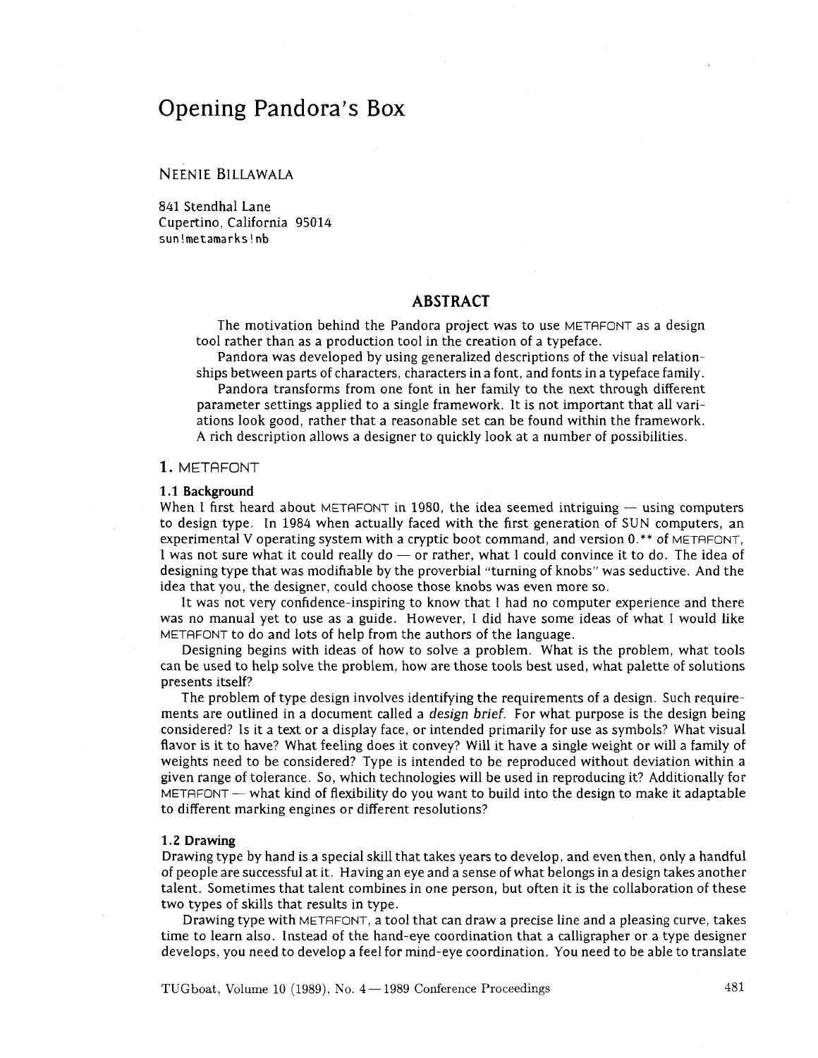# Opening Pandora's Box

NEENIE BILLAWALA

841 Stendhal Lane
Cupertino, California 95014
sun!metamarks!nb

## ABSTRACT

The motivation behind the Pandora project was to use METAFONT as a design tool rather than as a production tool in the creation of a typeface.

Pandora was developed by using generalized descriptions of the visual relationships between parts of characters, characters in a font, and fonts in a typeface family.

Pandora transforms from one font in her family to the next through different parameter settings applied to a single framework. It is not important that all variations look good, rather that a reasonable set can be found within the framework. A rich description allows a designer to quickly look at a number of possibilities.

## 1. METAFONT

### 1.1 Background

When I first heard about METAFONT in 1980, the idea seemed intriguing — using computers to design type. In 1984 when actually faced with the first generation of SUN computers, an experimental V operating system with a cryptic boot command, and version 0.** of METAFONT, I was not sure what it could really do — or rather, what I could convince it to do. The idea of designing type that was modifiable by the proverbial "turning of knobs" was seductive. And the idea that you, the designer, could choose those knobs was even more so.

It was not very confidence-inspiring to know that I had no computer experience and there was no manual yet to use as a guide. However, I did have some ideas of what I would like METAFONT to do and lots of help from the authors of the language.

Designing begins with ideas of how to solve a problem. What is the problem, what tools can be used to help solve the problem, how are those tools best used, what palette of solutions presents itself?

The problem of type design involves identifying the requirements of a design. Such requirements are outlined in a document called a *design brief*. For what purpose is the design being considered? Is it a text or a display face, or intended primarily for use as symbols? What visual flavor is it to have? What feeling does it convey? Will it have a single weight or will a family of weights need to be considered? Type is intended to be reproduced without deviation within a given range of tolerance. So, which technologies will be used in reproducing it? Additionally for METAFONT — what kind of flexibility do you want to build into the design to make it adaptable to different marking engines or different resolutions?

### 1.2 Drawing

Drawing type by hand is a special skill that takes years to develop, and even then, only a handful of people are successful at it. Having an eye and a sense of what belongs in a design takes another talent. Sometimes that talent combines in one person, but often it is the collaboration of these two types of skills that results in type.

Drawing type with METAFONT, a tool that can draw a precise line and a pleasing curve, takes time to learn also. Instead of the hand-eye coordination that a calligrapher or a type designer develops, you need to develop a feel for mind-eye coordination. You need to be able to translate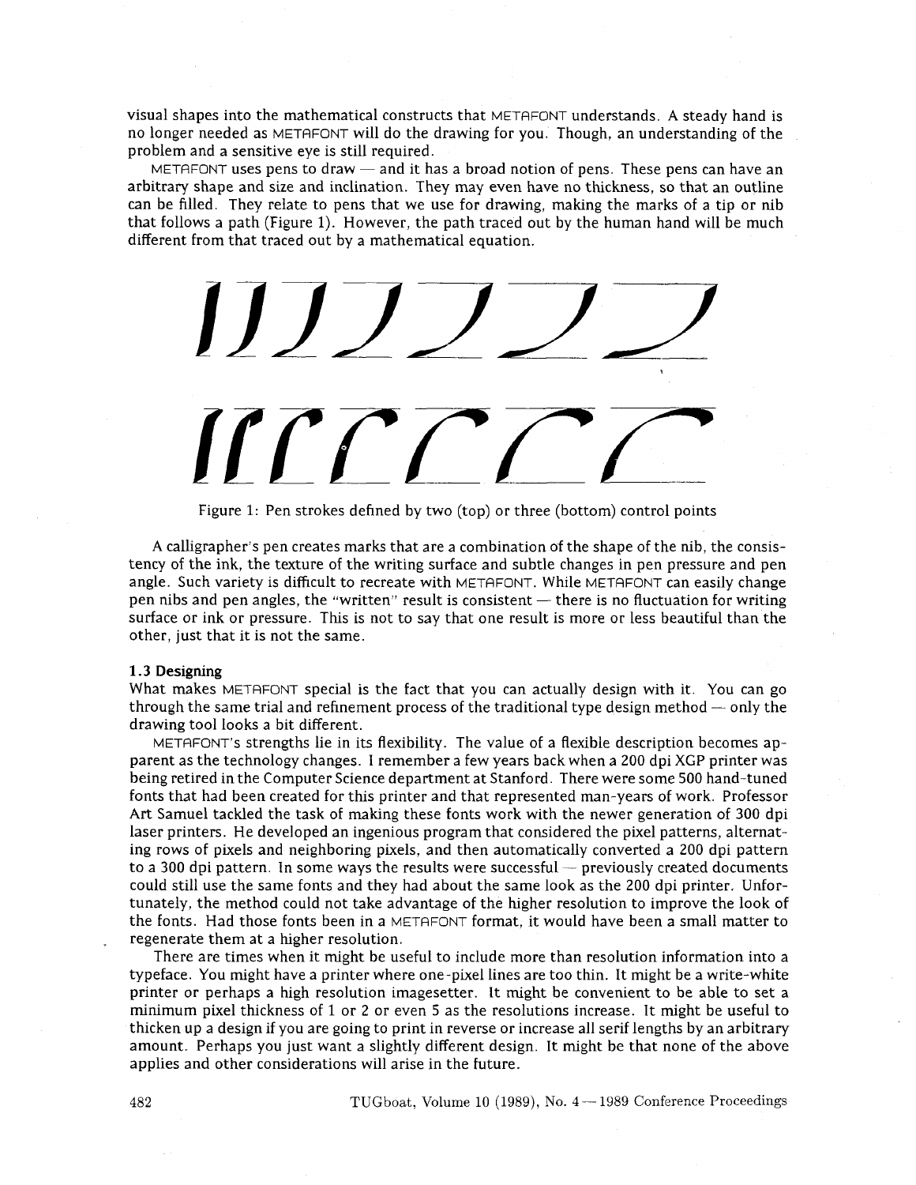visual shapes into the mathematical constructs that METAFONT understands. A steady hand is no longer needed as METAFONT will do the drawing for you. Though, an understanding of the problem and a sensitive eye is still required.

METAFONT uses pens to draw — and it has a broad notion of pens. These pens can have an arbitrary shape and size and inclination. They may even have no thickness, so that an outline can be filled. They relate to pens that we use for drawing, making the marks of a tip or nib that follows a path (Figure 1). However, the path traced out by the human hand will be much different from that traced out by a mathematical equation.

Figure 1: Pen strokes defined by two (top) or three (bottom) control points

A calligrapher's pen creates marks that are a combination of the shape of the nib, the consistency of the ink, the texture of the writing surface and subtle changes in pen pressure and pen angle. Such variety is difficult to recreate with METAFONT. While METAFONT can easily change pen nibs and pen angles, the "written" result is consistent — there is no fluctuation for writing surface or ink or pressure. This is not to say that one result is more or less beautiful than the other, just that it is not the same.

### 1.3 Designing

What makes METAFONT special is the fact that you can actually design with it. You can go through the same trial and refinement process of the traditional type design method — only the drawing tool looks a bit different.

METAFONT's strengths lie in its flexibility. The value of a flexible description becomes apparent as the technology changes. I remember a few years back when a 200 dpi XGP printer was being retired in the Computer Science department at Stanford. There were some 500 hand-tuned fonts that had been created for this printer and that represented man-years of work. Professor Art Samuel tackled the task of making these fonts work with the newer generation of 300 dpi laser printers. He developed an ingenious program that considered the pixel patterns, alternating rows of pixels and neighboring pixels, and then automatically converted a 200 dpi pattern to a 300 dpi pattern. In some ways the results were successful — previously created documents could still use the same fonts and they had about the same look as the 200 dpi printer. Unfortunately, the method could not take advantage of the higher resolution to improve the look of the fonts. Had those fonts been in a METAFONT format, it would have been a small matter to regenerate them at a higher resolution.

There are times when it might be useful to include more than resolution information into a typeface. You might have a printer where one-pixel lines are too thin. It might be a write-white printer or perhaps a high resolution imagesetter. It might be convenient to be able to set a minimum pixel thickness of 1 or 2 or even 5 as the resolutions increase. It might be useful to thicken up a design if you are going to print in reverse or increase all serif lengths by an arbitrary amount. Perhaps you just want a slightly different design. It might be that none of the above applies and other considerations will arise in the future.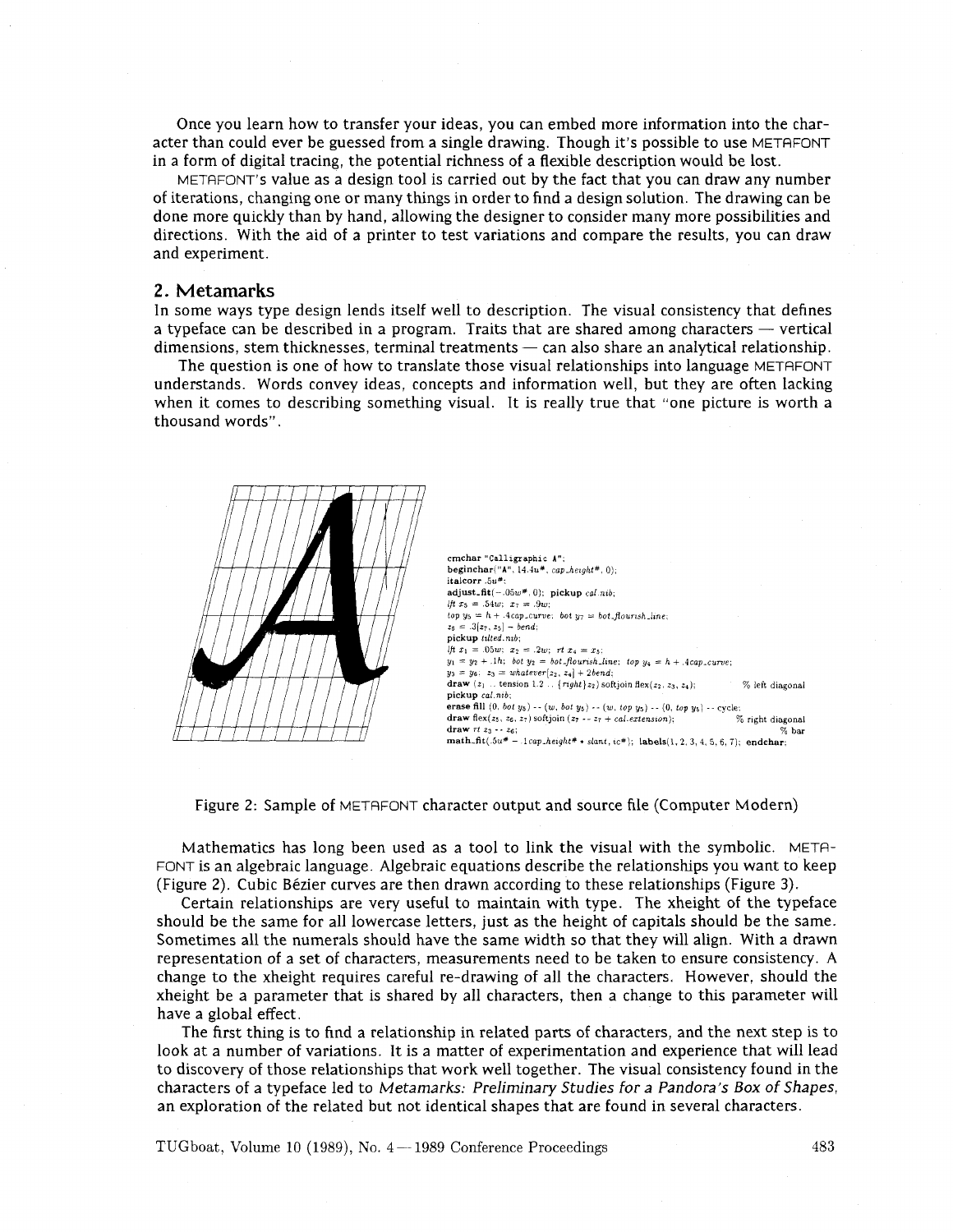Once you learn how to transfer your ideas, you can embed more information into the character than could ever be guessed from a single drawing. Though it's possible to use METAFONT in a form of digital tracing, the potential richness of a flexible description would be lost.

METAFONT's value as a design tool is carried out by the fact that you can draw any number of iterations, changing one or many things in order to find a design solution. The drawing can be done more quickly than by hand, allowing the designer to consider many more possibilities and directions. With the aid of a printer to test variations and compare the results, you can draw and experiment.

## 2. Metamarks

In some ways type design lends itself well to description. The visual consistency that defines a typeface can be described in a program. Traits that are shared among characters — vertical dimensions, stem thicknesses, terminal treatments — can also share an analytical relationship.

The question is one of how to translate those visual relationships into language METAFONT understands. Words convey ideas, concepts and information well, but they are often lacking when it comes to describing something visual. It is really true that "one picture is worth a thousand words".

```
cmchar "Calligraphic A";
beginchar("A", 14.4u#, cap_height#, 0);
italcorr .5u#;
adjust_fit(-.05w#, 0); pickup cal.nib;
lft x5 = .54w; x7 = .9w;
top y5 = h + .4cap_curve; bot y7 = bot_flourish_line;
z6 = .3[z7, z5] - bend;
pickup tilted.nib;
lft x1 = .05w; x2 = .2w; rt x4 = x5;
y1 = y2 + .1h; bot y2 = bot_flourish_line; top y4 = h + .4cap_curve;
y3 = y6; z3 = whatever[z2, z4] + 2bend;
draw (z1 .. tension 1.2 .. {right}z2) softjoin flex(z2, z3, z4);         % left diagonal
pickup cal.nib;
erase fill (0, bot y5) -- (w, bot y5) -- (w, top y5) -- (0, top y5) -- cycle;
draw flex(z5, z6, z7) softjoin (z7 -- z7 + cal.extension);                % right diagonal
draw rt z3 -- z6;                                                          % bar
math_fit(.5u# - .1cap_height# * slant, ic#); labels(1, 2, 3, 4, 5, 6, 7); endchar;
```

Figure 2: Sample of METAFONT character output and source file (Computer Modern)

Mathematics has long been used as a tool to link the visual with the symbolic. METAFONT is an algebraic language. Algebraic equations describe the relationships you want to keep (Figure 2). Cubic Bézier curves are then drawn according to these relationships (Figure 3).

Certain relationships are very useful to maintain with type. The xheight of the typeface should be the same for all lowercase letters, just as the height of capitals should be the same. Sometimes all the numerals should have the same width so that they will align. With a drawn representation of a set of characters, measurements need to be taken to ensure consistency. A change to the xheight requires careful re-drawing of all the characters. However, should the xheight be a parameter that is shared by all characters, then a change to this parameter will have a global effect.

The first thing is to find a relationship in related parts of characters, and the next step is to look at a number of variations. It is a matter of experimentation and experience that will lead to discovery of those relationships that work well together. The visual consistency found in the characters of a typeface led to *Metamarks: Preliminary Studies for a Pandora's Box of Shapes*, an exploration of the related but not identical shapes that are found in several characters.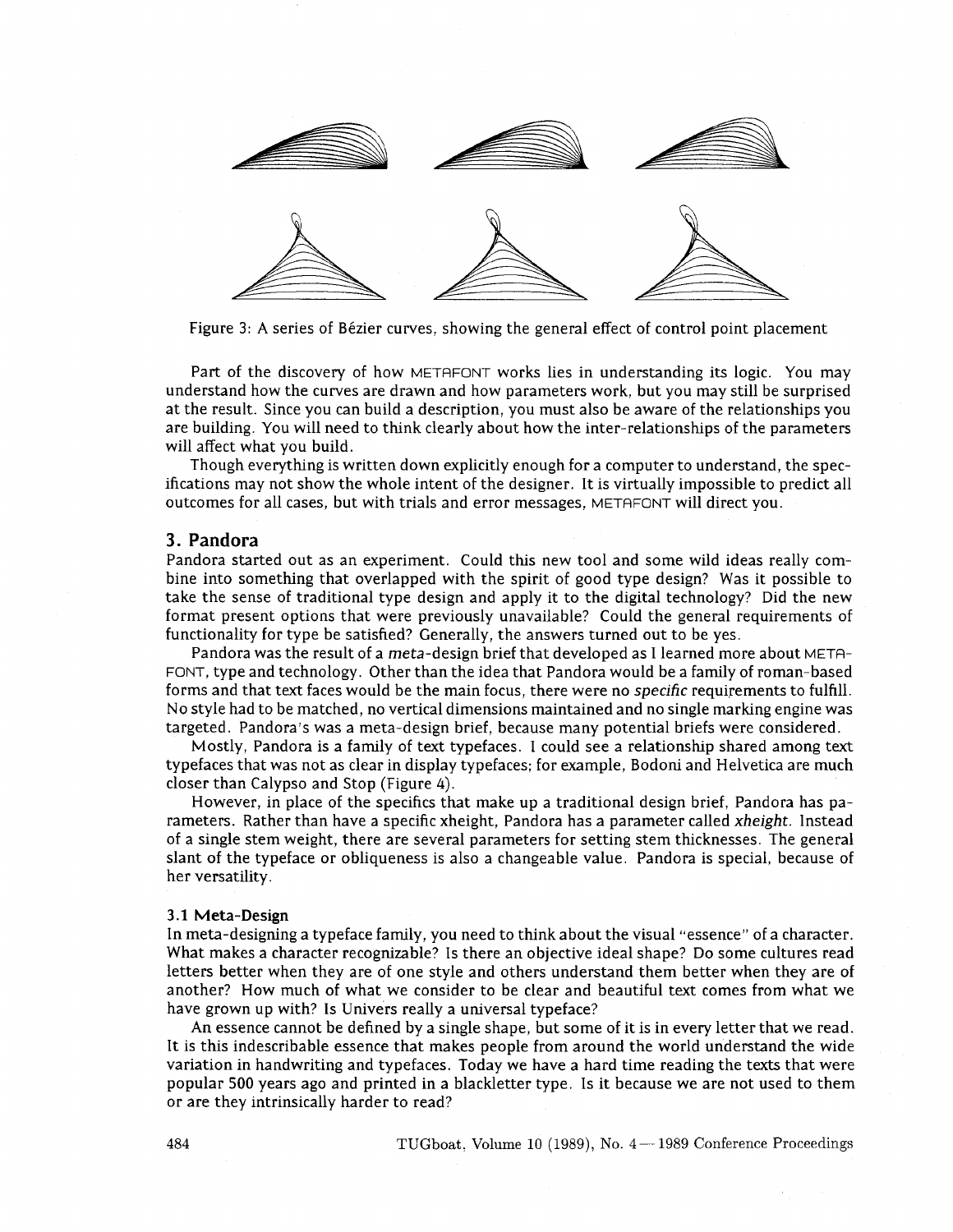Figure 3: A series of Bézier curves, showing the general effect of control point placement

Part of the discovery of how METAFONT works lies in understanding its logic. You may understand how the curves are drawn and how parameters work, but you may still be surprised at the result. Since you can build a description, you must also be aware of the relationships you are building. You will need to think clearly about how the inter-relationships of the parameters will affect what you build.

Though everything is written down explicitly enough for a computer to understand, the specifications may not show the whole intent of the designer. It is virtually impossible to predict all outcomes for all cases, but with trials and error messages, METAFONT will direct you.

## 3. Pandora

Pandora started out as an experiment. Could this new tool and some wild ideas really combine into something that overlapped with the spirit of good type design? Was it possible to take the sense of traditional type design and apply it to the digital technology? Did the new format present options that were previously unavailable? Could the general requirements of functionality for type be satisfied? Generally, the answers turned out to be yes.

Pandora was the result of a *meta*-design brief that developed as I learned more about METAFONT, type and technology. Other than the idea that Pandora would be a family of roman-based forms and that text faces would be the main focus, there were no *specific* requirements to fulfill. No style had to be matched, no vertical dimensions maintained and no single marking engine was targeted. Pandora's was a meta-design brief, because many potential briefs were considered.

Mostly, Pandora is a family of text typefaces. I could see a relationship shared among text typefaces that was not as clear in display typefaces; for example, Bodoni and Helvetica are much closer than Calypso and Stop (Figure 4).

However, in place of the specifics that make up a traditional design brief, Pandora has parameters. Rather than have a specific xheight, Pandora has a parameter called *xheight*. Instead of a single stem weight, there are several parameters for setting stem thicknesses. The general slant of the typeface or obliqueness is also a changeable value. Pandora is special, because of her versatility.

### 3.1 Meta-Design

In meta-designing a typeface family, you need to think about the visual "essence" of a character. What makes a character recognizable? Is there an objective ideal shape? Do some cultures read letters better when they are of one style and others understand them better when they are of another? How much of what we consider to be clear and beautiful text comes from what we have grown up with? Is Univers really a universal typeface?

An essence cannot be defined by a single shape, but some of it is in every letter that we read. It is this indescribable essence that makes people from around the world understand the wide variation in handwriting and typefaces. Today we have a hard time reading the texts that were popular 500 years ago and printed in a blackletter type. Is it because we are not used to them or are they intrinsically harder to read?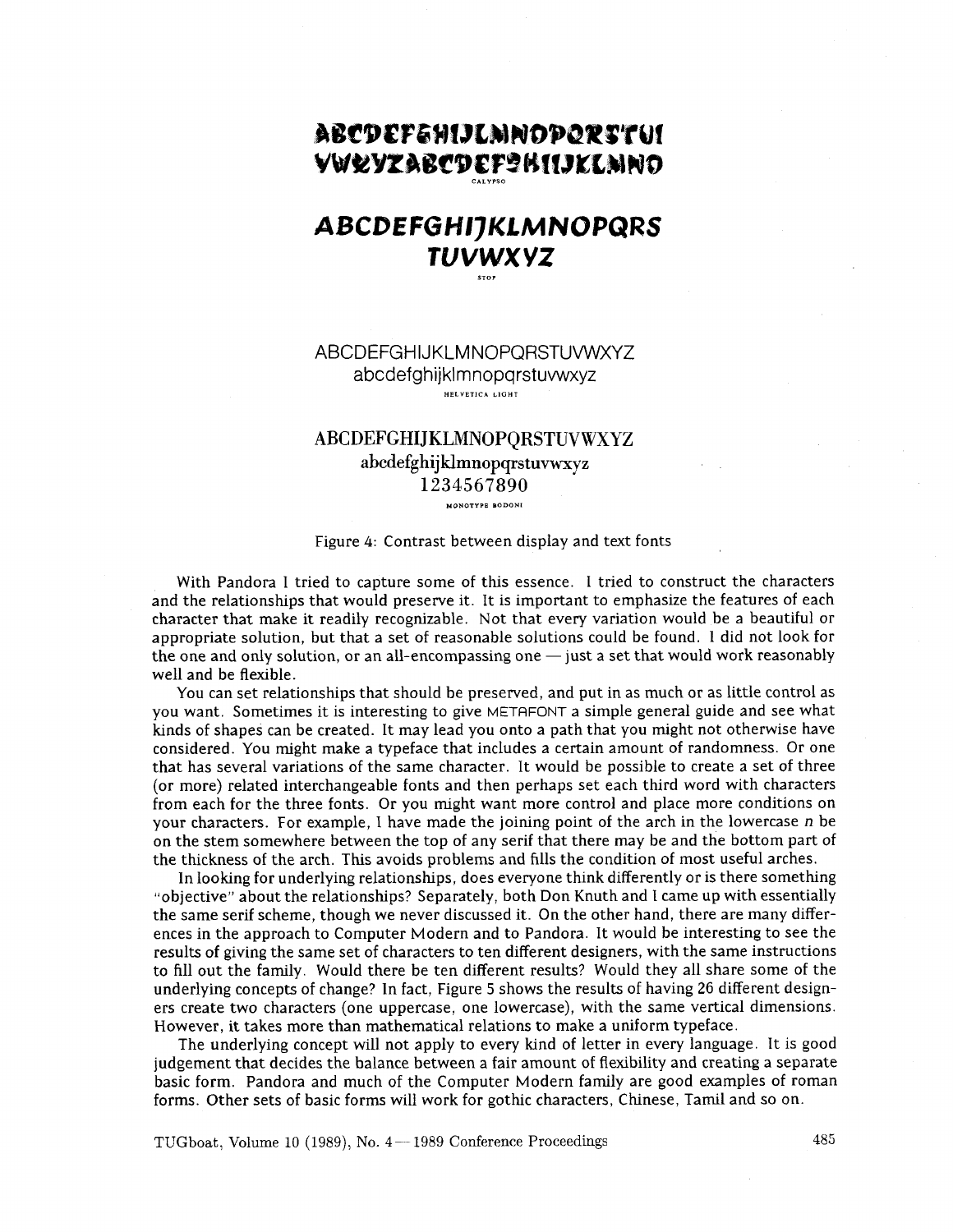ABCDEFGHIJLMNOPQRSTUI
VWXYZABCDEFGHIJKLMNO

CALYPSO

***ABCDEFGHIJKLMNOPQRS***
***TUVWXYZ***

STOP

ABCDEFGHIJKLMNOPQRSTUVWXYZ
abcdefghijklmnopqrstuvwxyz

HELVETICA LIGHT

ABCDEFGHIJKLMNOPQRSTUVWXYZ
abcdefghijklmnopqrstuvwxyz
1234567890

MONOTYPE BODONI

Figure 4: Contrast between display and text fonts

With Pandora I tried to capture some of this essence. I tried to construct the characters and the relationships that would preserve it. It is important to emphasize the features of each character that make it readily recognizable. Not that every variation would be a beautiful or appropriate solution, but that a set of reasonable solutions could be found. I did not look for the one and only solution, or an all-encompassing one — just a set that would work reasonably well and be flexible.

You can set relationships that should be preserved, and put in as much or as little control as you want. Sometimes it is interesting to give METAFONT a simple general guide and see what kinds of shapes can be created. It may lead you onto a path that you might not otherwise have considered. You might make a typeface that includes a certain amount of randomness. Or one that has several variations of the same character. It would be possible to create a set of three (or more) related interchangeable fonts and then perhaps set each third word with characters from each for the three fonts. Or you might want more control and place more conditions on your characters. For example, I have made the joining point of the arch in the lowercase *n* be on the stem somewhere between the top of any serif that there may be and the bottom part of the thickness of the arch. This avoids problems and fills the condition of most useful arches.

In looking for underlying relationships, does everyone think differently or is there something "objective" about the relationships? Separately, both Don Knuth and I came up with essentially the same serif scheme, though we never discussed it. On the other hand, there are many differences in the approach to Computer Modern and to Pandora. It would be interesting to see the results of giving the same set of characters to ten different designers, with the same instructions to fill out the family. Would there be ten different results? Would they all share some of the underlying concepts of change? In fact, Figure 5 shows the results of having 26 different designers create two characters (one uppercase, one lowercase), with the same vertical dimensions. However, it takes more than mathematical relations to make a uniform typeface.

The underlying concept will not apply to every kind of letter in every language. It is good judgement that decides the balance between a fair amount of flexibility and creating a separate basic form. Pandora and much of the Computer Modern family are good examples of roman forms. Other sets of basic forms will work for gothic characters, Chinese, Tamil and so on.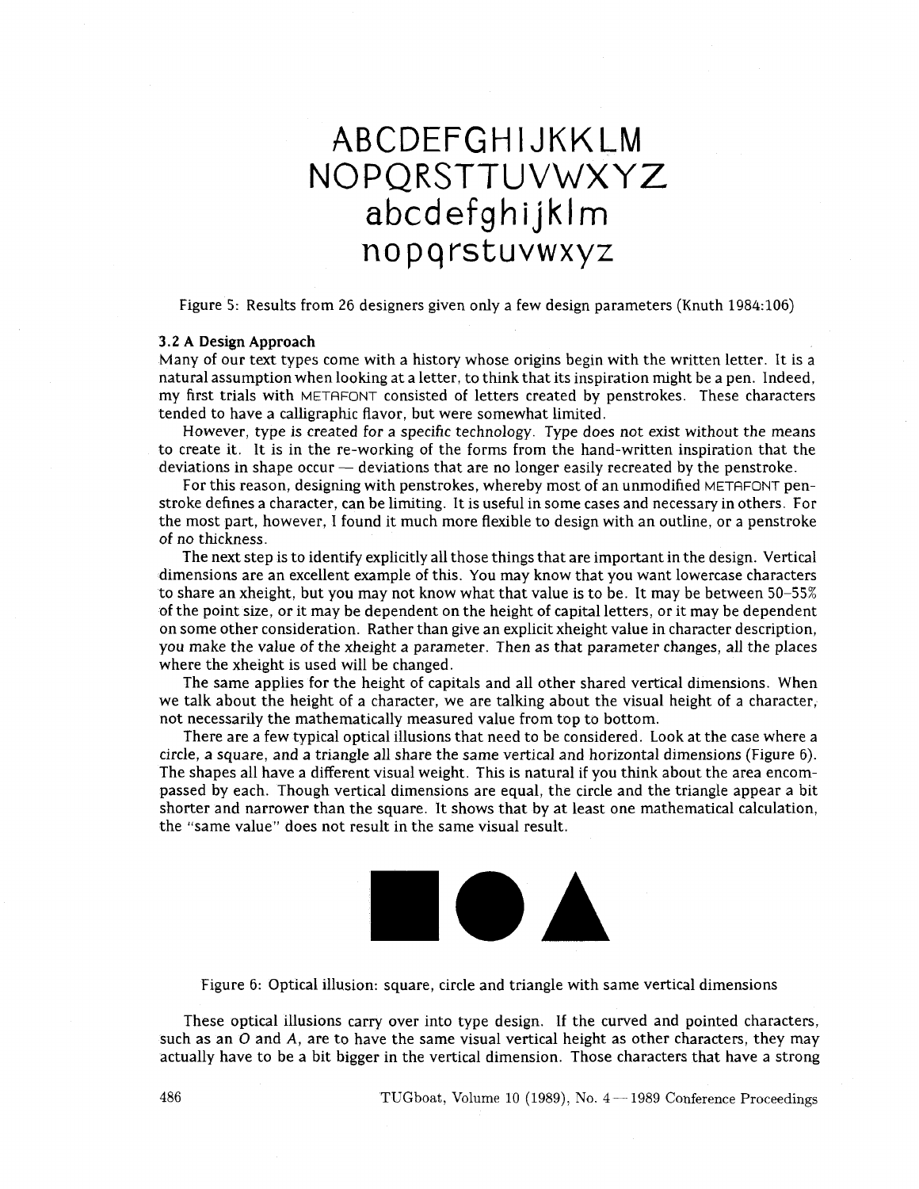ABCDEFGHIJKKLM
NOPQRSTTUVWXYZ
abcdefghijklm
nopqrstuvwxyz

Figure 5: Results from 26 designers given only a few design parameters (Knuth 1984:106)

### 3.2 A Design Approach

Many of our text types come with a history whose origins begin with the written letter. It is a natural assumption when looking at a letter, to think that its inspiration might be a pen. Indeed, my first trials with METAFONT consisted of letters created by penstrokes. These characters tended to have a calligraphic flavor, but were somewhat limited.

However, type is created for a specific technology. Type does not exist without the means to create it. It is in the re-working of the forms from the hand-written inspiration that the deviations in shape occur — deviations that are no longer easily recreated by the penstroke.

For this reason, designing with penstrokes, whereby most of an unmodified METAFONT penstroke defines a character, can be limiting. It is useful in some cases and necessary in others. For the most part, however, I found it much more flexible to design with an outline, or a penstroke of no thickness.

The next step is to identify explicitly all those things that are important in the design. Vertical dimensions are an excellent example of this. You may know that you want lowercase characters to share an xheight, but you may not know what that value is to be. It may be between 50–55% of the point size, or it may be dependent on the height of capital letters, or it may be dependent on some other consideration. Rather than give an explicit xheight value in character description, you make the value of the xheight a *parameter*. Then as that parameter changes, all the places where the xheight is used will be changed.

The same applies for the height of capitals and all other shared vertical dimensions. When we talk about the height of a character, we are talking about the visual height of a character, not necessarily the mathematically measured value from top to bottom.

There are a few typical optical illusions that need to be considered. Look at the case where a circle, a square, and a triangle all share the same vertical and horizontal dimensions (Figure 6). The shapes all have a different visual weight. This is natural if you think about the area encompassed by each. Though vertical dimensions are equal, the circle and the triangle appear a bit shorter and narrower than the square. It shows that by at least one mathematical calculation, the "same value" does not result in the same visual result.

Figure 6: Optical illusion: square, circle and triangle with same vertical dimensions

These optical illusions carry over into type design. If the curved and pointed characters, such as an *O* and *A*, are to have the same visual vertical height as other characters, they may actually have to be a bit bigger in the vertical dimension. Those characters that have a strong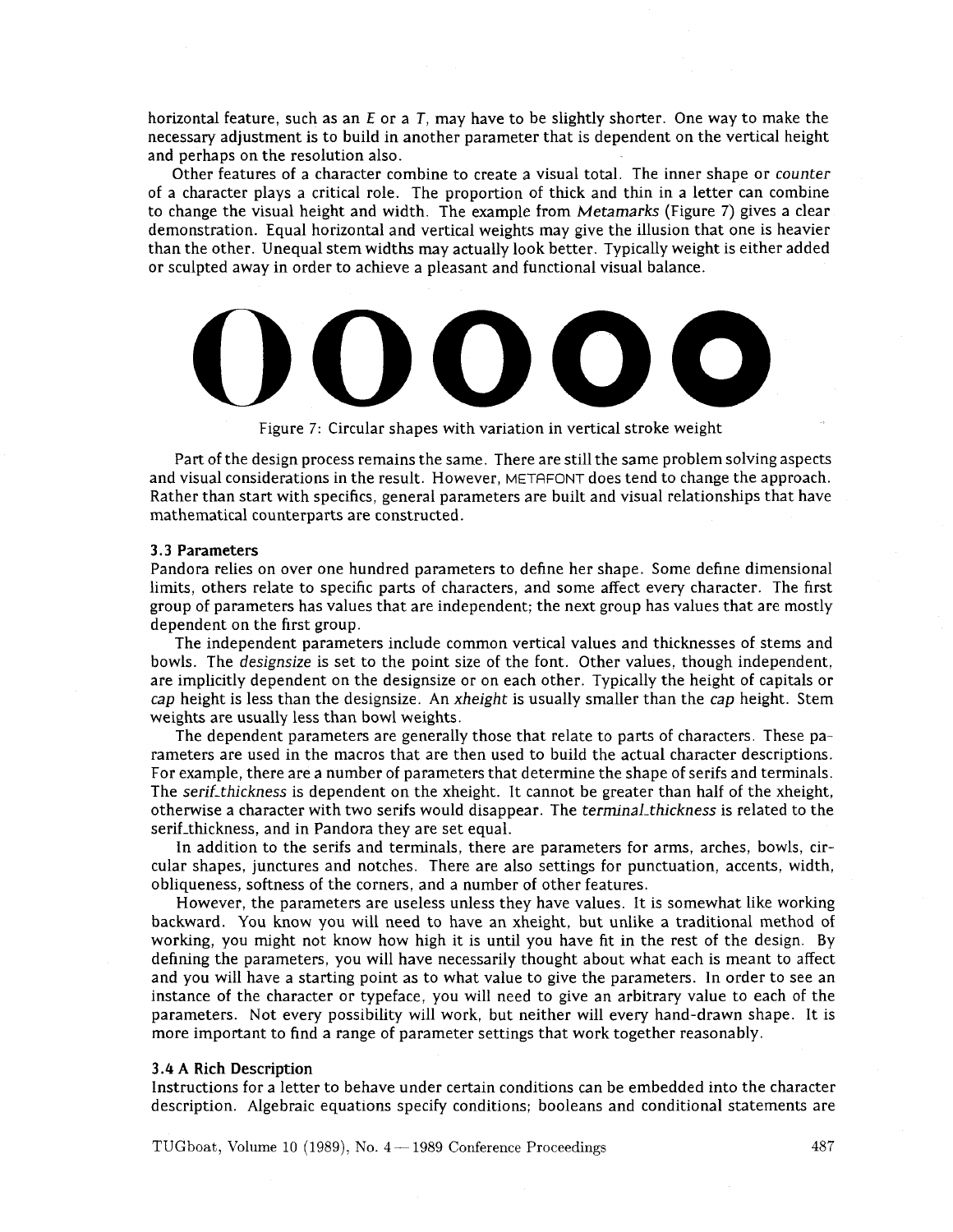horizontal feature, such as an *E* or a *T*, may have to be slightly shorter. One way to make the necessary adjustment is to build in another parameter that is dependent on the vertical height and perhaps on the resolution also.

Other features of a character combine to create a visual total. The inner shape or *counter* of a character plays a critical role. The proportion of thick and thin in a letter can combine to change the visual height and width. The example from *Metamarks* (Figure 7) gives a clear demonstration. Equal horizontal and vertical weights may give the illusion that one is heavier than the other. Unequal stem widths may actually look better. Typically weight is either added or sculpted away in order to achieve a pleasant and functional visual balance.

Figure 7: Circular shapes with variation in vertical stroke weight

Part of the design process remains the same. There are still the same problem solving aspects and visual considerations in the result. However, METAFONT does tend to change the approach. Rather than start with specifics, general parameters are built and visual relationships that have mathematical counterparts are constructed.

### 3.3 Parameters

Pandora relies on over one hundred parameters to define her shape. Some define dimensional limits, others relate to specific parts of characters, and some affect every character. The first group of parameters has values that are independent; the next group has values that are mostly dependent on the first group.

The independent parameters include common vertical values and thicknesses of stems and bowls. The *designsize* is set to the point size of the font. Other values, though independent, are implicitly dependent on the designsize or on each other. Typically the height of capitals or *cap* height is less than the designsize. An *xheight* is usually smaller than the *cap* height. Stem weights are usually less than bowl weights.

The dependent parameters are generally those that relate to parts of characters. These parameters are used in the macros that are then used to build the actual character descriptions. For example, there are a number of parameters that determine the shape of serifs and terminals. The *serif_thickness* is dependent on the xheight. It cannot be greater than half of the xheight, otherwise a character with two serifs would disappear. The *terminal_thickness* is related to the serif_thickness, and in Pandora they are set equal.

In addition to the serifs and terminals, there are parameters for arms, arches, bowls, circular shapes, junctures and notches. There are also settings for punctuation, accents, width, obliqueness, softness of the corners, and a number of other features.

However, the parameters are useless unless they have values. It is somewhat like working backward. You know you will need to have an xheight, but unlike a traditional method of working, you might not know how high it is until you have fit in the rest of the design. By defining the parameters, you will have necessarily thought about what each is meant to affect and you will have a starting point as to what value to give the parameters. In order to see an instance of the character or typeface, you will need to give an arbitrary value to each of the parameters. Not every possibility will work, but neither will every hand-drawn shape. It is more important to find a range of parameter settings that work together reasonably.

### 3.4 A Rich Description

Instructions for a letter to behave under certain conditions can be embedded into the character description. Algebraic equations specify conditions; booleans and conditional statements are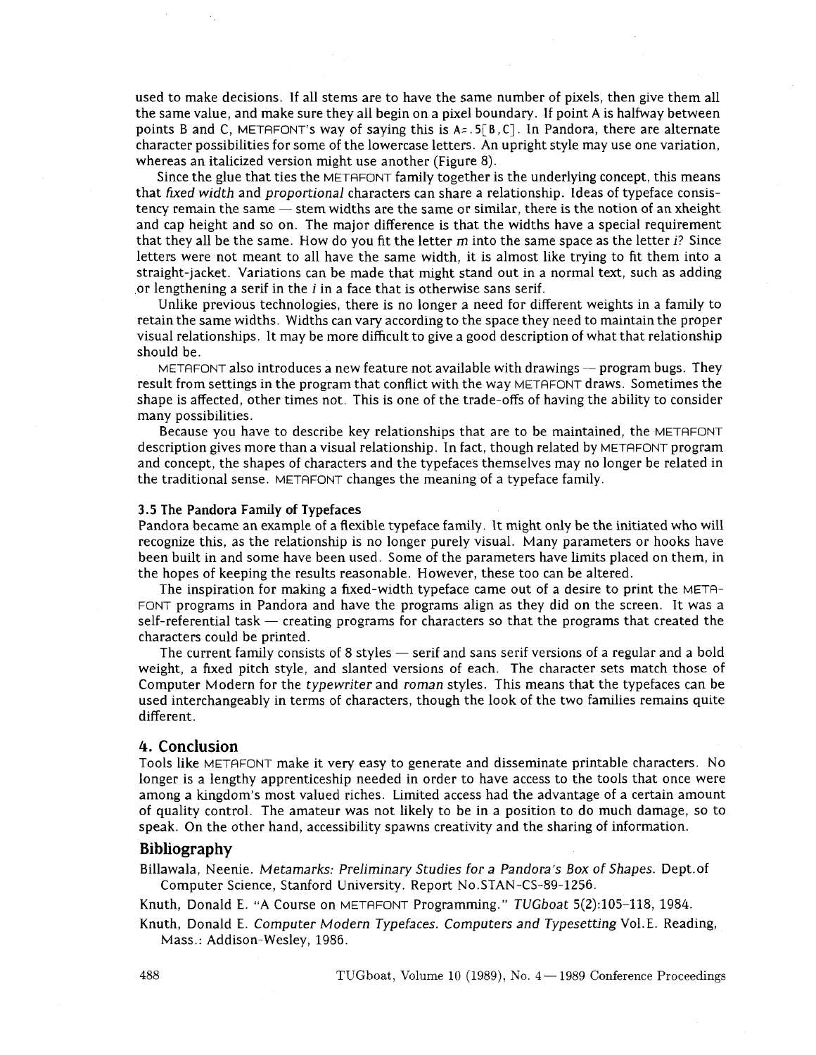used to make decisions. If all stems are to have the same number of pixels, then give them all the same value, and make sure they all begin on a pixel boundary. If point A is halfway between points B and C, METAFONT's way of saying this is `A=.5[B,C]`. In Pandora, there are alternate character possibilities for some of the lowercase letters. An upright style may use one variation, whereas an italicized version might use another (Figure 8).

Since the glue that ties the METAFONT family together is the underlying concept, this means that *fixed width* and *proportional* characters can share a relationship. Ideas of typeface consistency remain the same — stem widths are the same or similar, there is the notion of an xheight and cap height and so on. The major difference is that the widths have a special requirement that they all be the same. How do you fit the letter *m* into the same space as the letter *i*? Since letters were not meant to all have the same width, it is almost like trying to fit them into a straight-jacket. Variations can be made that might stand out in a normal text, such as adding or lengthening a serif in the *i* in a face that is otherwise sans serif.

Unlike previous technologies, there is no longer a need for different weights in a family to retain the same widths. Widths can vary according to the space they need to maintain the proper visual relationships. It may be more difficult to give a good description of what that relationship should be.

METAFONT also introduces a new feature not available with drawings — program bugs. They result from settings in the program that conflict with the way METAFONT draws. Sometimes the shape is affected, other times not. This is one of the trade-offs of having the ability to consider many possibilities.

Because you have to describe key relationships that are to be maintained, the METAFONT description gives more than a visual relationship. In fact, though related by METAFONT program and concept, the shapes of characters and the typefaces themselves may no longer be related in the traditional sense. METAFONT changes the meaning of a typeface family.

### 3.5 The Pandora Family of Typefaces

Pandora became an example of a flexible typeface family. It might only be the initiated who will recognize this, as the relationship is no longer purely visual. Many parameters or hooks have been built in and some have been used. Some of the parameters have limits placed on them, in the hopes of keeping the results reasonable. However, these too can be altered.

The inspiration for making a fixed-width typeface came out of a desire to print the METAFONT programs in Pandora and have the programs align as they did on the screen. It was a self-referential task — creating programs for characters so that the programs that created the characters could be printed.

The current family consists of 8 styles — serif and sans serif versions of a regular and a bold weight, a fixed pitch style, and slanted versions of each. The character sets match those of Computer Modern for the *typewriter* and *roman* styles. This means that the typefaces can be used interchangeably in terms of characters, though the look of the two families remains quite different.

## 4. Conclusion

Tools like METAFONT make it very easy to generate and disseminate printable characters. No longer is a lengthy apprenticeship needed in order to have access to the tools that once were among a kingdom's most valued riches. Limited access had the advantage of a certain amount of quality control. The amateur was not likely to be in a position to do much damage, so to speak. On the other hand, accessibility spawns creativity and the sharing of information.

## Bibliography

Billawala, Neenie. *Metamarks: Preliminary Studies for a Pandora's Box of Shapes.* Dept.of Computer Science, Stanford University. Report No.STAN-CS-89-1256.

Knuth, Donald E. "A Course on METAFONT Programming." *TUGboat* 5(2):105–118, 1984.

Knuth, Donald E. *Computer Modern Typefaces. Computers and Typesetting* Vol.E. Reading, Mass.: Addison-Wesley, 1986.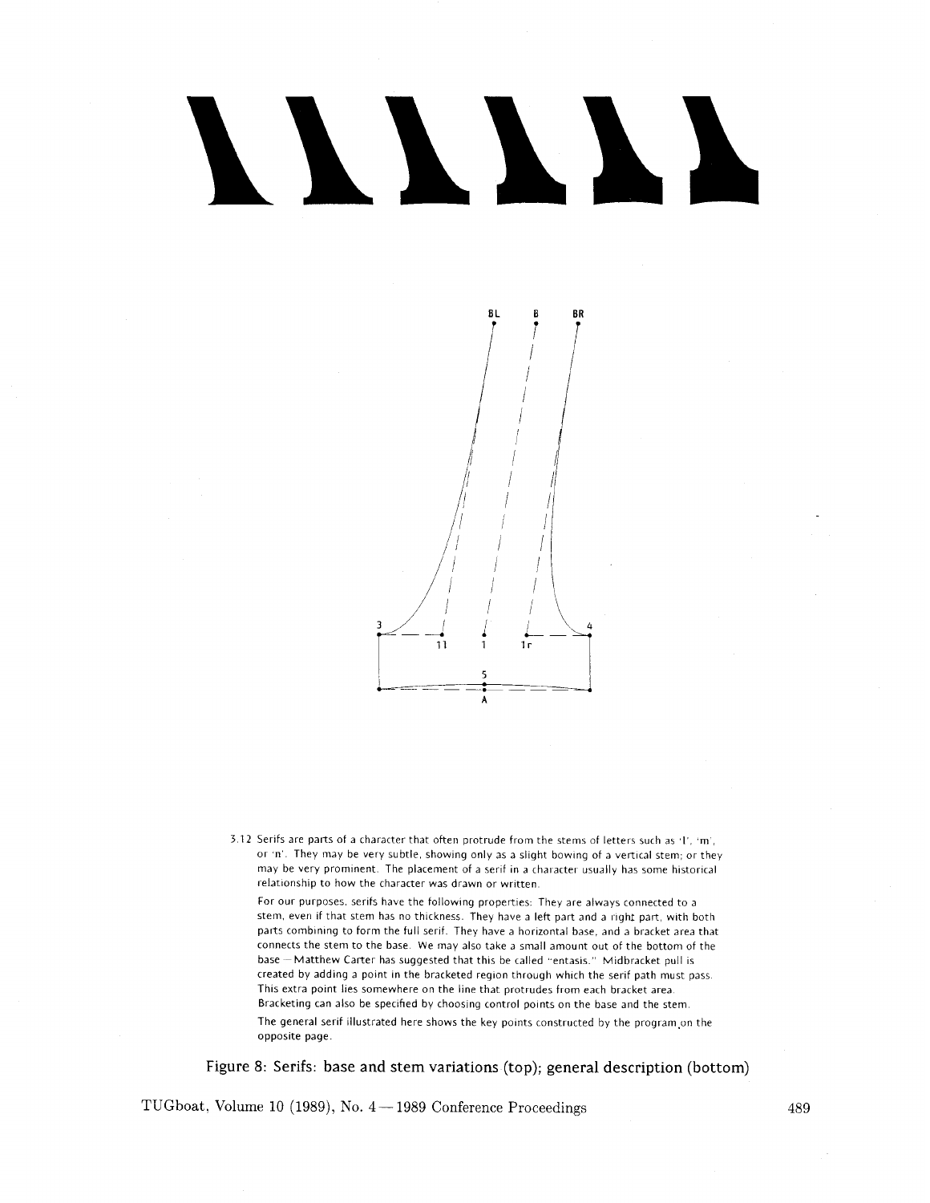3.12 Serifs are parts of a character that often protrude from the stems of letters such as 'l', 'm', or 'n'. They may be very subtle, showing only as a slight bowing of a vertical stem; or they may be very prominent. The placement of a serif in a character usually has some historical relationship to how the character was drawn or written.

For our purposes, serifs have the following properties: They are always connected to a stem, even if that stem has no thickness. They have a left part and a right part, with both parts combining to form the full serif. They have a horizontal base, and a bracket area that connects the stem to the base. We may also take a small amount out of the bottom of the base — Matthew Carter has suggested that this be called "entasis." Midbracket pull is created by adding a point in the bracketed region through which the serif path must pass. This extra point lies somewhere on the line that protrudes from each bracket area. Bracketing can also be specified by choosing control points on the base and the stem.

The general serif illustrated here shows the key points constructed by the program on the opposite page.

Figure 8: Serifs: base and stem variations (top); general description (bottom)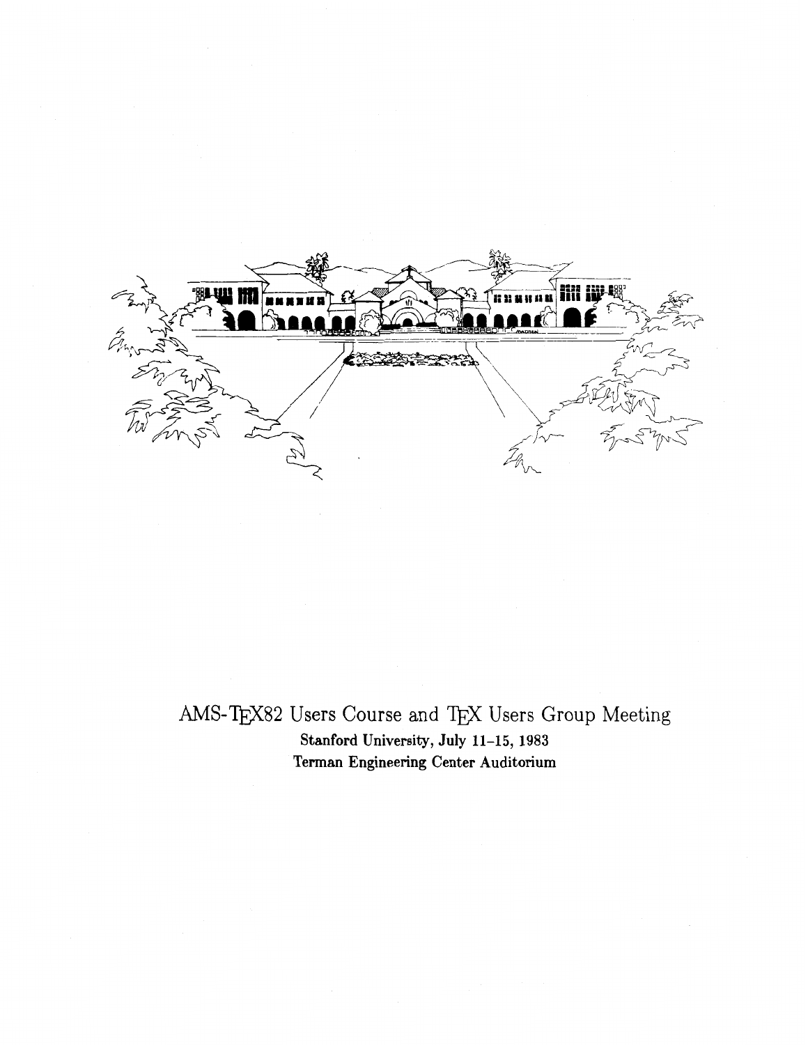AMS-TEX82 Users Course and TEX Users Group Meeting

**Stanford University, July 11–15, 1983**

**Terman Engineering Center Auditorium**